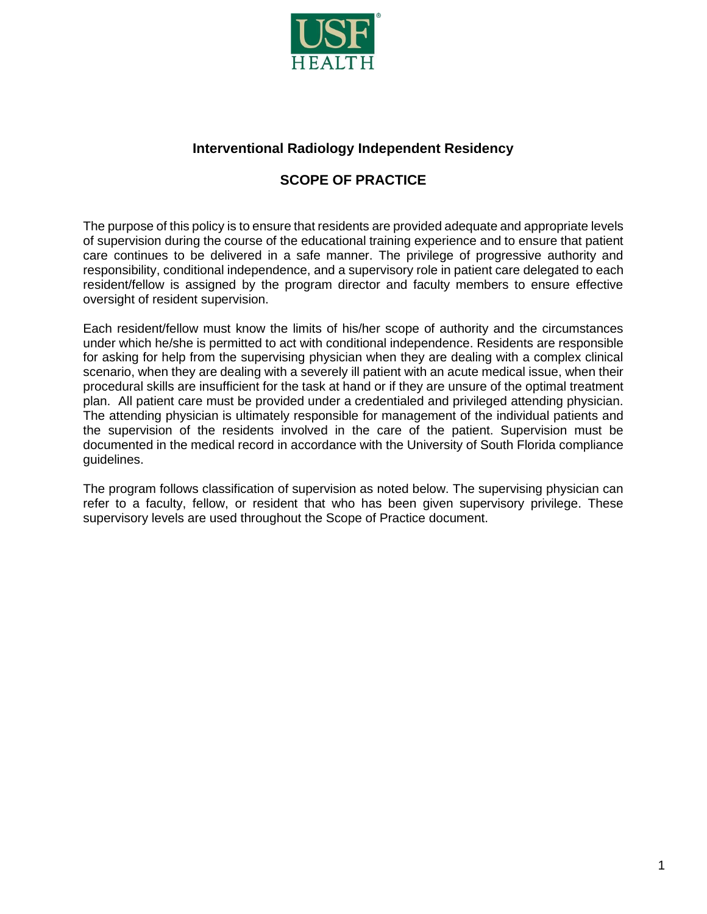USF HEALTH

# Interventional Radiology Independent Residency

## SCOPE OF PRACTICE

The purpose of this policy is to ensure that residents are provided adequate and appropriate levels of supervision during the course of the educational training experience and to ensure that patient care continues to be delivered in a safe manner. The privilege of progressive authority and responsibility, conditional independence, and a supervisory role in patient care delegated to each resident/fellow is assigned by the program director and faculty members to ensure effective oversight of resident supervision.

Each resident/fellow must know the limits of his/her scope of authority and the circumstances under which he/she is permitted to act with conditional independence. Residents are responsible for asking for help from the supervising physician when they are dealing with a complex clinical scenario, when they are dealing with a severely ill patient with an acute medical issue, when their procedural skills are insufficient for the task at hand or if they are unsure of the optimal treatment plan. All patient care must be provided under a credentialed and privileged attending physician. The attending physician is ultimately responsible for management of the individual patients and the supervision of the residents involved in the care of the patient. Supervision must be documented in the medical record in accordance with the University of South Florida compliance guidelines.

The program follows classification of supervision as noted below. The supervising physician can refer to a faculty, fellow, or resident that who has been given supervisory privilege. These supervisory levels are used throughout the Scope of Practice document.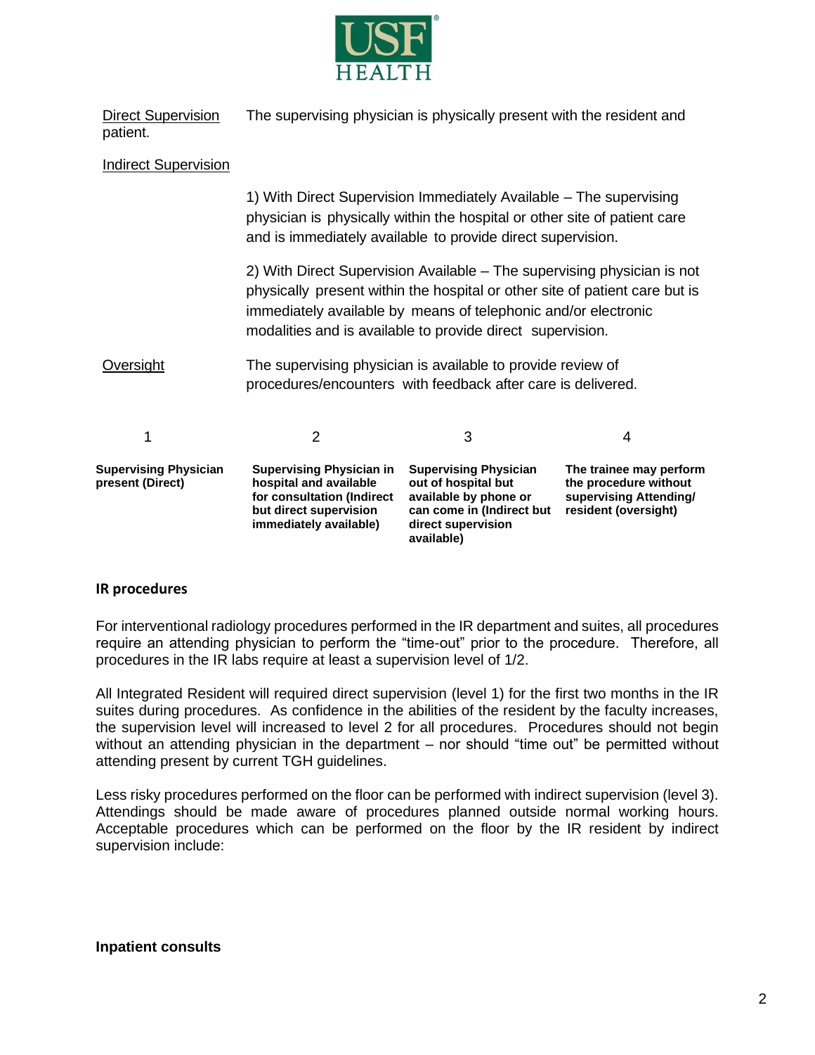Direct Supervision  The supervising physician is physically present with the resident and patient.

Indirect Supervision

1) With Direct Supervision Immediately Available – The supervising physician is physically within the hospital or other site of patient care and is immediately available to provide direct supervision.

2) With Direct Supervision Available – The supervising physician is not physically present within the hospital or other site of patient care but is immediately available by means of telephonic and/or electronic modalities and is available to provide direct supervision.

Oversight  The supervising physician is available to provide review of procedures/encounters with feedback after care is delivered.

| 1 | 2 | 3 | 4 |
|---|---|---|---|
| **Supervising Physician present (Direct)** | **Supervising Physician in hospital and available for consultation (Indirect but direct supervision immediately available)** | **Supervising Physician out of hospital but available by phone or can come in (Indirect but direct supervision available)** | **The trainee may perform the procedure without supervising Attending/ resident (oversight)** |

**IR procedures**

For interventional radiology procedures performed in the IR department and suites, all procedures require an attending physician to perform the "time-out" prior to the procedure. Therefore, all procedures in the IR labs require at least a supervision level of 1/2.

All Integrated Resident will required direct supervision (level 1) for the first two months in the IR suites during procedures. As confidence in the abilities of the resident by the faculty increases, the supervision level will increased to level 2 for all procedures. Procedures should not begin without an attending physician in the department – nor should "time out" be permitted without attending present by current TGH guidelines.

Less risky procedures performed on the floor can be performed with indirect supervision (level 3). Attendings should be made aware of procedures planned outside normal working hours. Acceptable procedures which can be performed on the floor by the IR resident by indirect supervision include:

**Inpatient consults**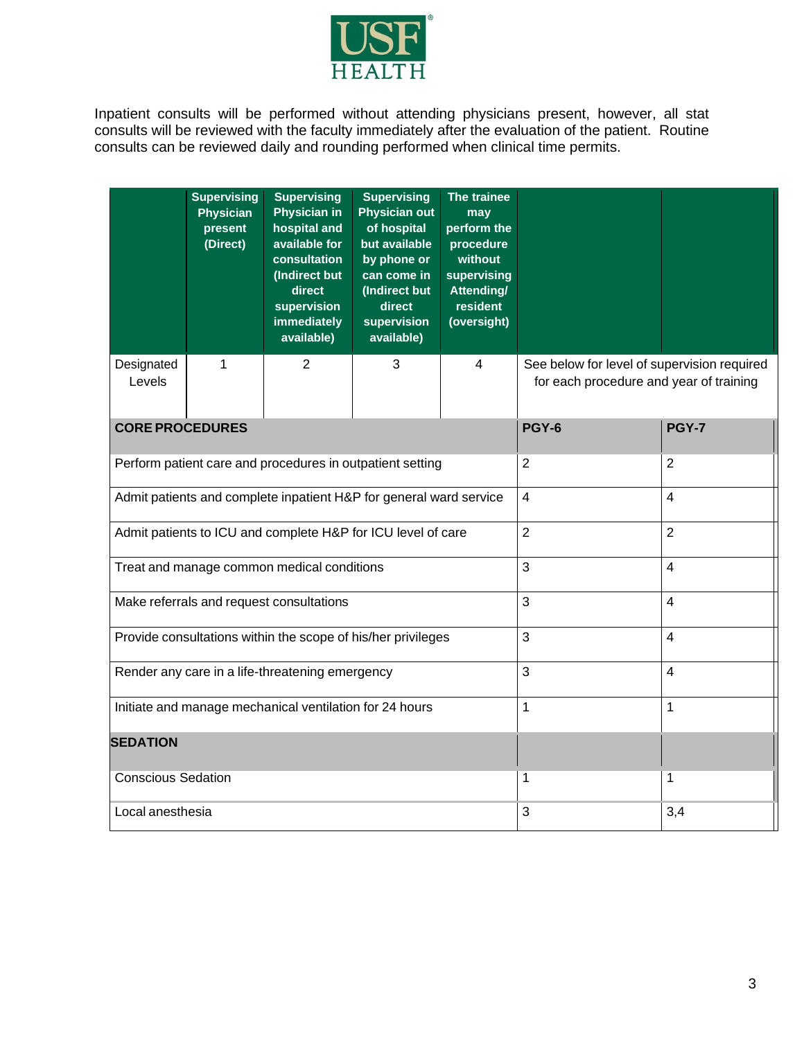Inpatient consults will be performed without attending physicians present, however, all stat consults will be reviewed with the faculty immediately after the evaluation of the patient. Routine consults can be reviewed daily and rounding performed when clinical time permits.

| | Supervising Physician present (Direct) | Supervising Physician in hospital and available for consultation (Indirect but direct supervision immediately available) | Supervising Physician out of hospital but available by phone or can come in (Indirect but direct supervision available) | The trainee may perform the procedure without supervising Attending/ resident (oversight) | | |
|---|---|---|---|---|---|---|
| Designated Levels | 1 | 2 | 3 | 4 | See below for level of supervision required for each procedure and year of training | |
| **CORE PROCEDURES** | | | | | **PGY-6** | **PGY-7** |
| Perform patient care and procedures in outpatient setting | | | | | 2 | 2 |
| Admit patients and complete inpatient H&P for general ward service | | | | | 4 | 4 |
| Admit patients to ICU and complete H&P for ICU level of care | | | | | 2 | 2 |
| Treat and manage common medical conditions | | | | | 3 | 4 |
| Make referrals and request consultations | | | | | 3 | 4 |
| Provide consultations within the scope of his/her privileges | | | | | 3 | 4 |
| Render any care in a life-threatening emergency | | | | | 3 | 4 |
| Initiate and manage mechanical ventilation for 24 hours | | | | | 1 | 1 |
| **SEDATION** | | | | | | |
| Conscious Sedation | | | | | 1 | 1 |
| Local anesthesia | | | | | 3 | 3,4 |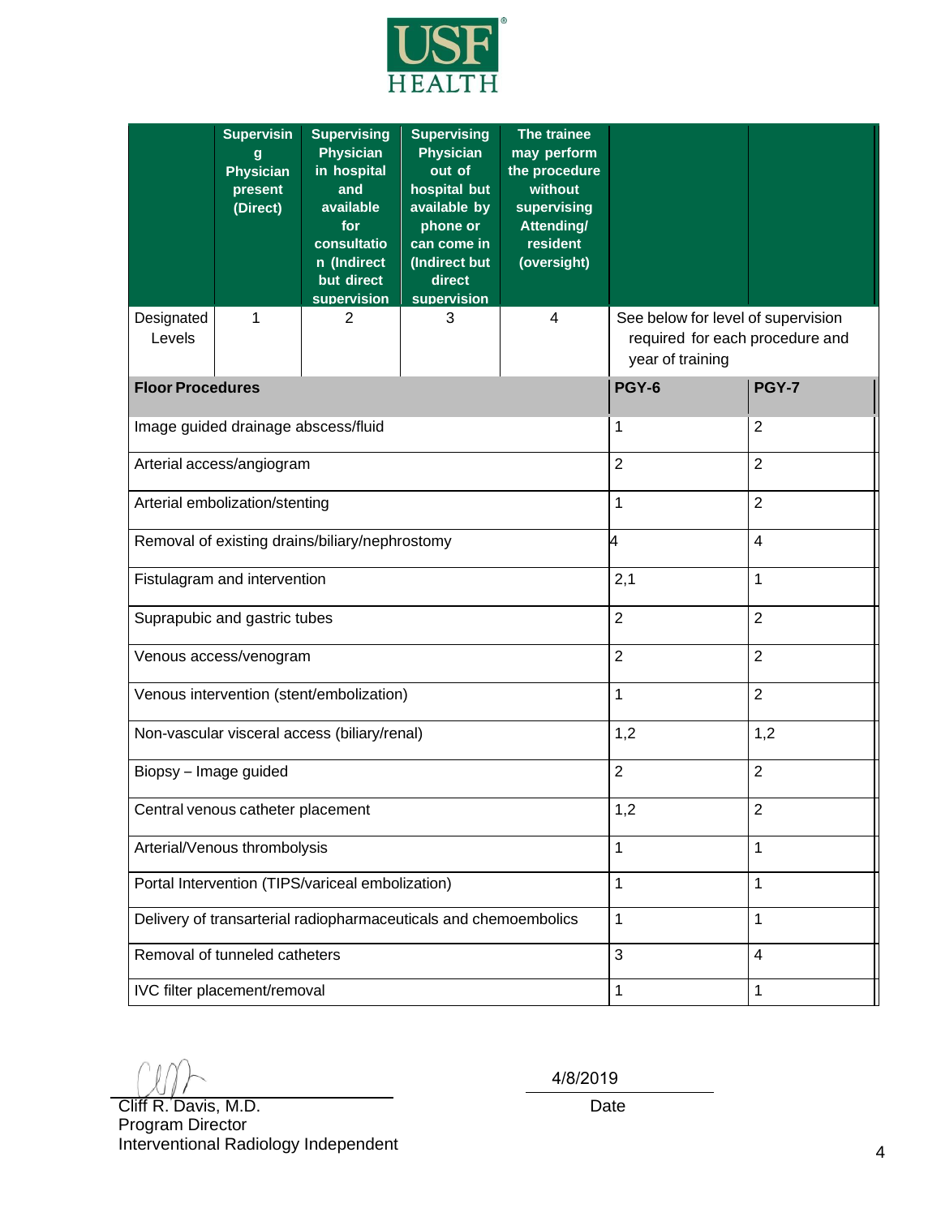| | Supervising Physician present (Direct) | Supervising Physician in hospital and available for consultation (Indirect but direct supervision | Supervising Physician out of hospital but available by phone or can come in (Indirect but direct supervision | The trainee may perform the procedure without supervising Attending/ resident (oversight) | | |
|---|---|---|---|---|---|---|
| Designated Levels | 1 | 2 | 3 | 4 | See below for level of supervision required for each procedure and year of training | |

| **Floor Procedures** | **PGY-6** | **PGY-7** |
|---|---|---|
| Image guided drainage abscess/fluid | 1 | 2 |
| Arterial access/angiogram | 2 | 2 |
| Arterial embolization/stenting | 1 | 2 |
| Removal of existing drains/biliary/nephrostomy | 4 | 4 |
| Fistulagram and intervention | 2,1 | 1 |
| Suprapubic and gastric tubes | 2 | 2 |
| Venous access/venogram | 2 | 2 |
| Venous intervention (stent/embolization) | 1 | 2 |
| Non-vascular visceral access (biliary/renal) | 1,2 | 1,2 |
| Biopsy – Image guided | 2 | 2 |
| Central venous catheter placement | 1,2 | 2 |
| Arterial/Venous thrombolysis | 1 | 1 |
| Portal Intervention (TIPS/variceal embolization) | 1 | 1 |
| Delivery of transarterial radiopharmaceuticals and chemoembolics | 1 | 1 |
| Removal of tunneled catheters | 3 | 4 |
| IVC filter placement/removal | 1 | 1 |

Cliff R. Davis, M.D.
Program Director
Interventional Radiology Independent

4/8/2019
Date